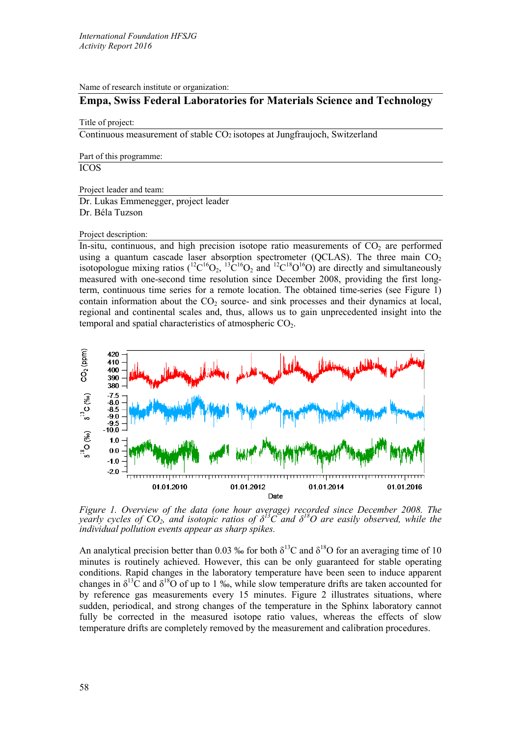*International Foundation HFSJG*
*Activity Report 2016*

Name of research institute or organization:

## Empa, Swiss Federal Laboratories for Materials Science and Technology

Title of project:

Continuous measurement of stable $CO_2$ isotopes at Jungfraujoch, Switzerland

Part of this programme:

ICOS

Project leader and team:

Dr. Lukas Emmenegger, project leader
Dr. Béla Tuzson

Project description:

In-situ, continuous, and high precision isotope ratio measurements of $CO_2$ are performed using a quantum cascade laser absorption spectrometer (QCLAS). The three main $CO_2$ isotopologue mixing ratios ($^{12}C^{16}O_2$, $^{13}C^{16}O_2$ and $^{12}C^{18}O^{16}O$) are directly and simultaneously measured with one-second time resolution since December 2008, providing the first long-term, continuous time series for a remote location. The obtained time-series (see Figure 1) contain information about the $CO_2$ source- and sink processes and their dynamics at local, regional and continental scales and, thus, allows us to gain unprecedented insight into the temporal and spatial characteristics of atmospheric $CO_2$.

*Figure 1. Overview of the data (one hour average) recorded since December 2008. The yearly cycles of $CO_2$, and isotopic ratios of $\delta^{13}C$ and $\delta^{18}O$ are easily observed, while the individual pollution events appear as sharp spikes.*

An analytical precision better than 0.03 ‰ for both $\delta^{13}C$ and $\delta^{18}O$ for an averaging time of 10 minutes is routinely achieved. However, this can be only guaranteed for stable operating conditions. Rapid changes in the laboratory temperature have been seen to induce apparent changes in $\delta^{13}C$ and $\delta^{18}O$ of up to 1 ‰, while slow temperature drifts are taken accounted for by reference gas measurements every 15 minutes. Figure 2 illustrates situations, where sudden, periodical, and strong changes of the temperature in the Sphinx laboratory cannot fully be corrected in the measured isotope ratio values, whereas the effects of slow temperature drifts are completely removed by the measurement and calibration procedures.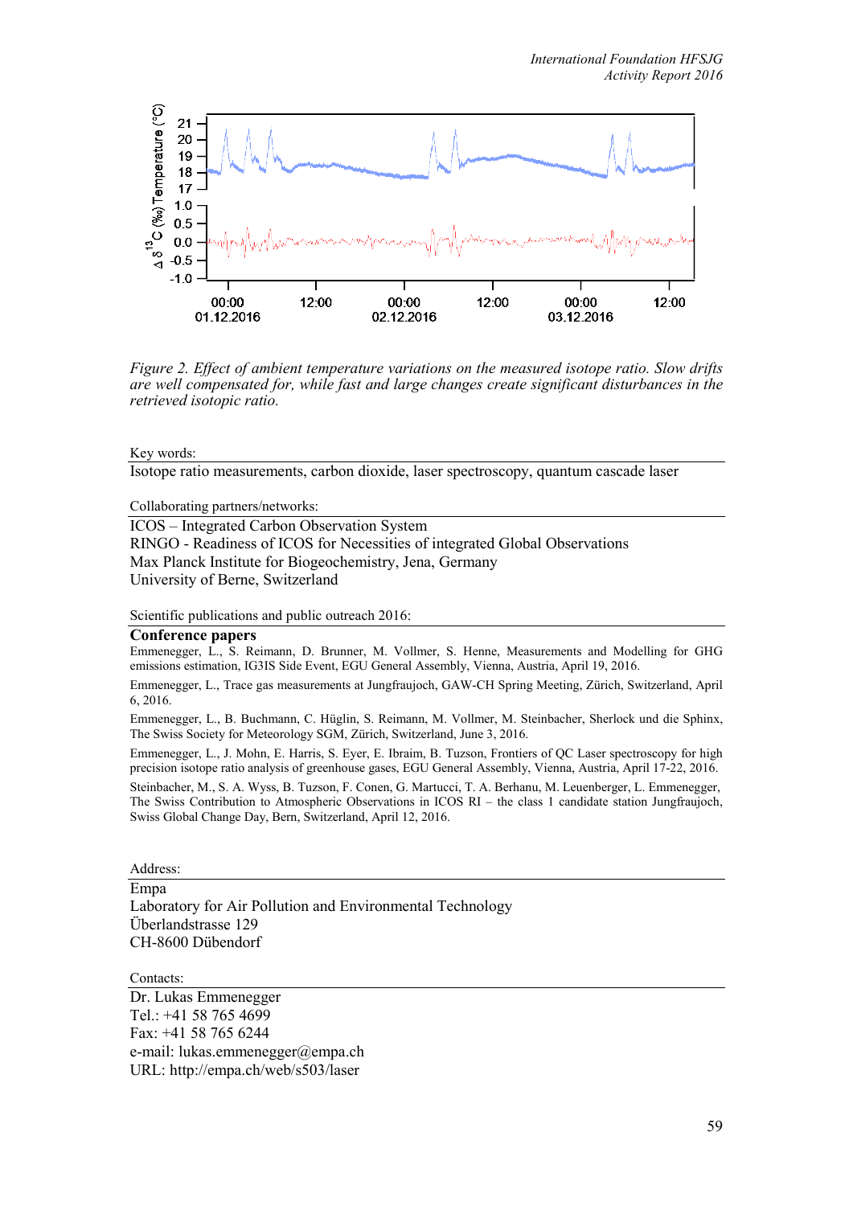Temperature (°C)

21
20
19
18
17

Δ δ [13]C (‰)

1.0
0.5
0.0
-0.5
-1.0

00:00
01.12.2016

12:00

00:00
02.12.2016

12:00

00:00
03.12.2016

12:00

*Figure 2. Effect of ambient temperature variations on the measured isotope ratio. Slow drifts are well compensated for, while fast and large changes create significant disturbances in the retrieved isotopic ratio.*

Key words:

Isotope ratio measurements, carbon dioxide, laser spectroscopy, quantum cascade laser

Collaborating partners/networks:

ICOS – Integrated Carbon Observation System
RINGO - Readiness of ICOS for Necessities of integrated Global Observations
Max Planck Institute for Biogeochemistry, Jena, Germany
University of Berne, Switzerland

Scientific publications and public outreach 2016:

**Conference papers**

Emmenegger, L., S. Reimann, D. Brunner, M. Vollmer, S. Henne, Measurements and Modelling for GHG emissions estimation, IG3IS Side Event, EGU General Assembly, Vienna, Austria, April 19, 2016.

Emmenegger, L., Trace gas measurements at Jungfraujoch, GAW-CH Spring Meeting, Zürich, Switzerland, April 6, 2016.

Emmenegger, L., B. Buchmann, C. Hüglin, S. Reimann, M. Vollmer, M. Steinbacher, Sherlock und die Sphinx, The Swiss Society for Meteorology SGM, Zürich, Switzerland, June 3, 2016.

Emmenegger, L., J. Mohn, E. Harris, S. Eyer, E. Ibraim, B. Tuzson, Frontiers of QC Laser spectroscopy for high precision isotope ratio analysis of greenhouse gases, EGU General Assembly, Vienna, Austria, April 17-22, 2016.

Steinbacher, M., S. A. Wyss, B. Tuzson, F. Conen, G. Martucci, T. A. Berhanu, M. Leuenberger, L. Emmenegger, The Swiss Contribution to Atmospheric Observations in ICOS RI – the class 1 candidate station Jungfraujoch, Swiss Global Change Day, Bern, Switzerland, April 12, 2016.

Address:

Empa
Laboratory for Air Pollution and Environmental Technology
Überlandstrasse 129
CH-8600 Dübendorf

Contacts:

Dr. Lukas Emmenegger
Tel.: +41 58 765 4699
Fax: +41 58 765 6244
e-mail: lukas.emmenegger@empa.ch
URL: http://empa.ch/web/s503/laser